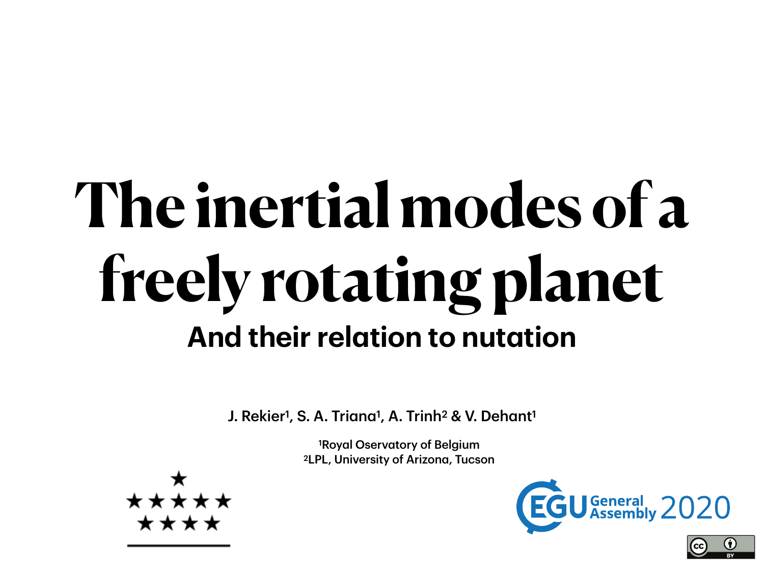# The inertial modes of a freely rotating planet

## And their relation to nutation

J. Rekier[1], S. A. Triana[1], A. Trinh[2] & V. Dehant[1]

[1]Royal Oservatory of Belgium
[2]LPL, University of Arizona, Tucson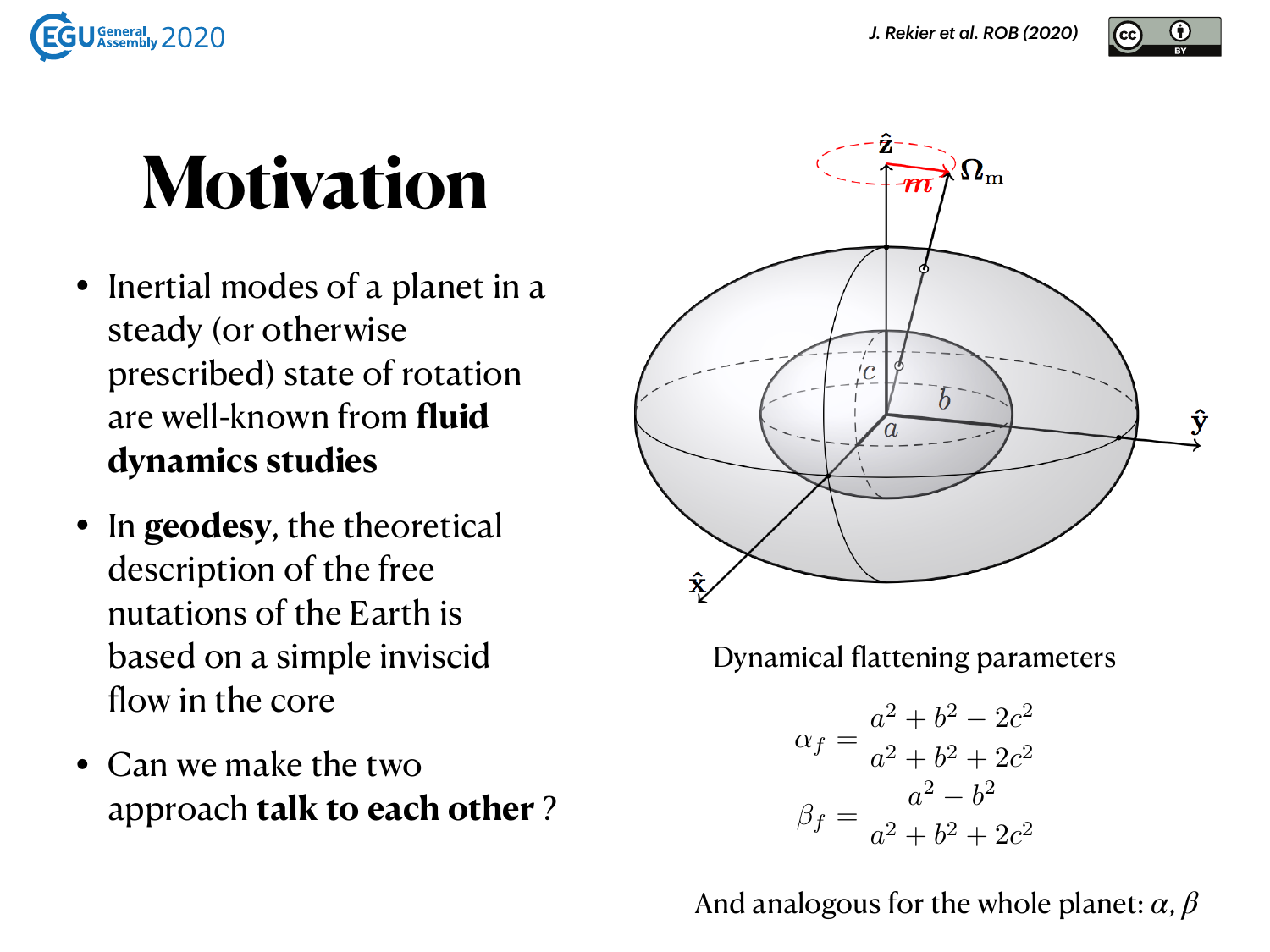# Motivation

- Inertial modes of a planet in a steady (or otherwise prescribed) state of rotation are well-known from **fluid dynamics studies**
- In **geodesy**, the theoretical description of the free nutations of the Earth is based on a simple inviscid flow in the core
- Can we make the two approach **talk to each other** ?

Dynamical flattening parameters

$$\alpha_f = \frac{a^2 + b^2 - 2c^2}{a^2 + b^2 + 2c^2}$$

$$\beta_f = \frac{a^2 - b^2}{a^2 + b^2 + 2c^2}$$

And analogous for the whole planet: $\alpha, \beta$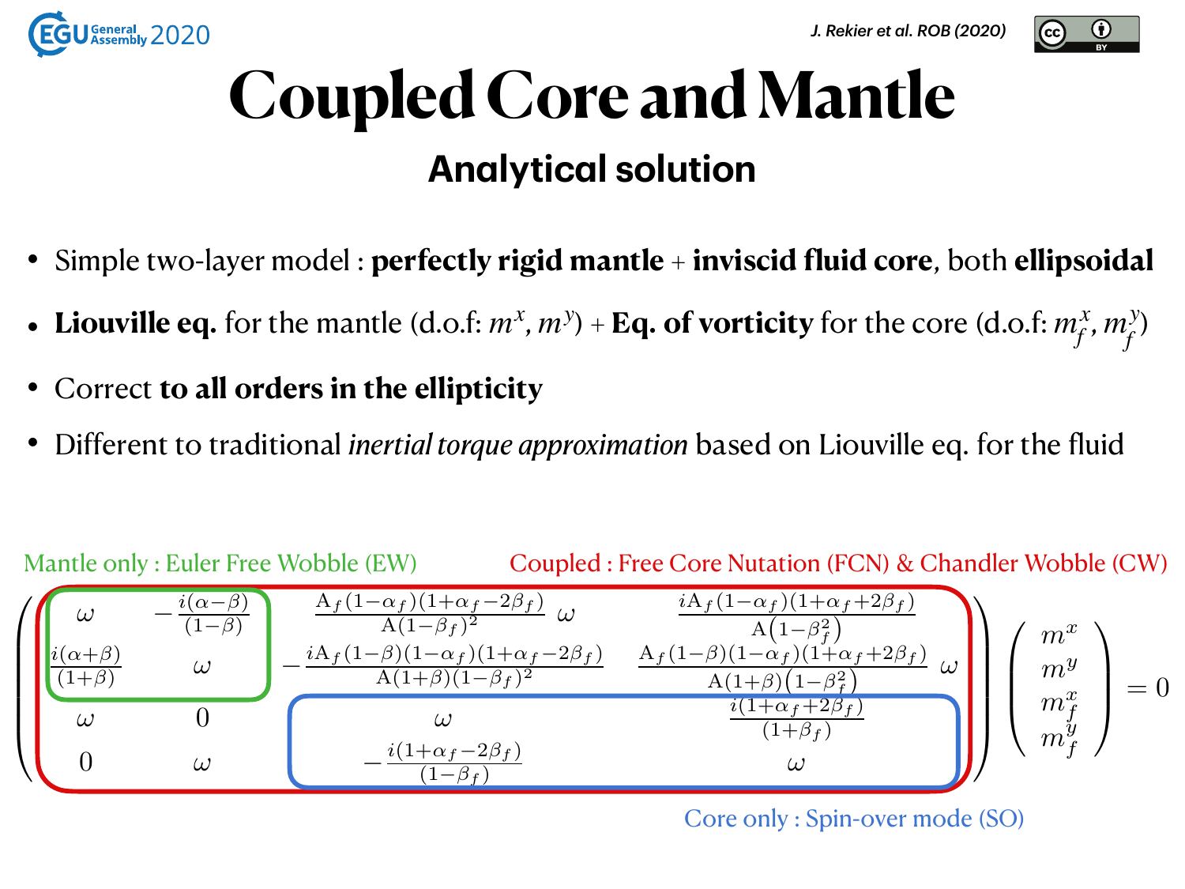# Coupled Core and Mantle

## Analytical solution

- Simple two-layer model : **perfectly rigid mantle** + **inviscid fluid core**, both **ellipsoidal**
- **Liouville eq.** for the mantle (d.o.f: $m^x, m^y$) + **Eq. of vorticity** for the core (d.o.f: $m_f^x, m_f^y$)
- Correct **to all orders in the ellipticity**
- Different to traditional *inertial torque approximation* based on Liouville eq. for the fluid

Mantle only : Euler Free Wobble (EW)

Coupled : Free Core Nutation (FCN) & Chandler Wobble (CW)

$$
\begin{pmatrix}
\omega & -\frac{i(\alpha-\beta)}{(1-\beta)} & \frac{\mathrm{A}_f(1-\alpha_f)(1+\alpha_f-2\beta_f)}{\mathrm{A}(1-\beta_f)^2}\,\omega & \frac{i\mathrm{A}_f(1-\alpha_f)(1+\alpha_f+2\beta_f)}{\mathrm{A}\left(1-\beta_f^2\right)} \\
\frac{i(\alpha+\beta)}{(1+\beta)} & \omega & -\frac{i\mathrm{A}_f(1-\beta)(1-\alpha_f)(1+\alpha_f-2\beta_f)}{\mathrm{A}(1+\beta)(1-\beta_f)^2} & \frac{\mathrm{A}_f(1-\beta)(1-\alpha_f)(1+\alpha_f+2\beta_f)}{\mathrm{A}(1+\beta)\left(1-\beta_f^2\right)}\,\omega \\
\omega & 0 & \omega & \frac{i(1+\alpha_f+2\beta_f)}{(1+\beta_f)} \\
0 & \omega & -\frac{i(1+\alpha_f-2\beta_f)}{(1-\beta_f)} & \omega
\end{pmatrix}
\begin{pmatrix}
m^x \\ m^y \\ m_f^x \\ m_f^y
\end{pmatrix}
= 0
$$

Core only : Spin-over mode (SO)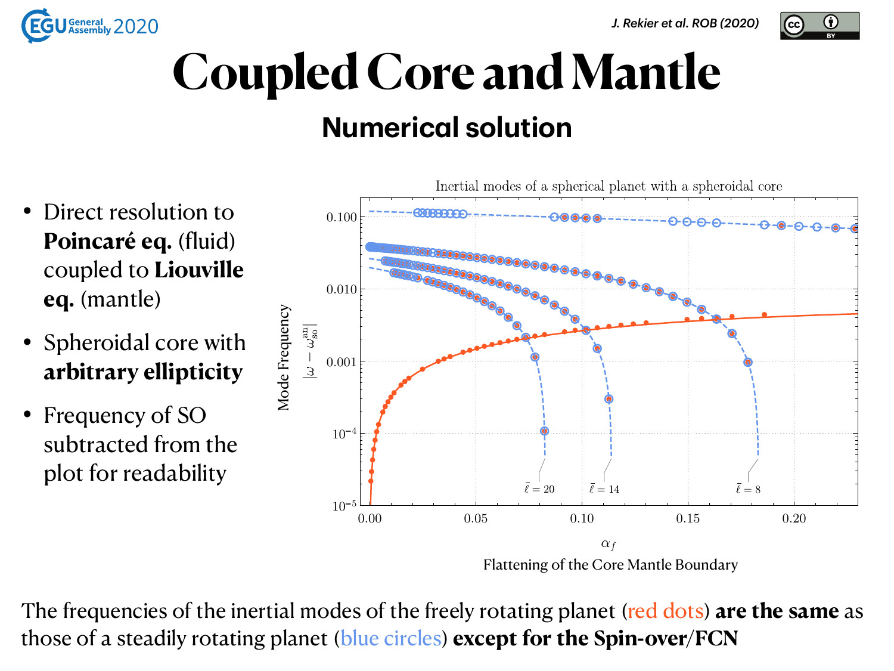# Coupled Core and Mantle

## Numerical solution

- Direct resolution to **Poincaré eq.** (fluid) coupled to **Liouville eq.** (mantle)
- Spheroidal core with **arbitrary ellipticity**
- Frequency of SO subtracted from the plot for readability

Inertial modes of a spherical planet with a spheroidal core

Mode Frequency $|\omega - \omega_{so}^{an}|$

Flattening of the Core Mantle Boundary $\alpha_f$

$\bar{\ell} = 20$, $\bar{\ell} = 14$, $\bar{\ell} = 8$

The frequencies of the inertial modes of the freely rotating planet (red dots) **are the same** as those of a steadily rotating planet (blue circles) **except for the Spin-over/FCN**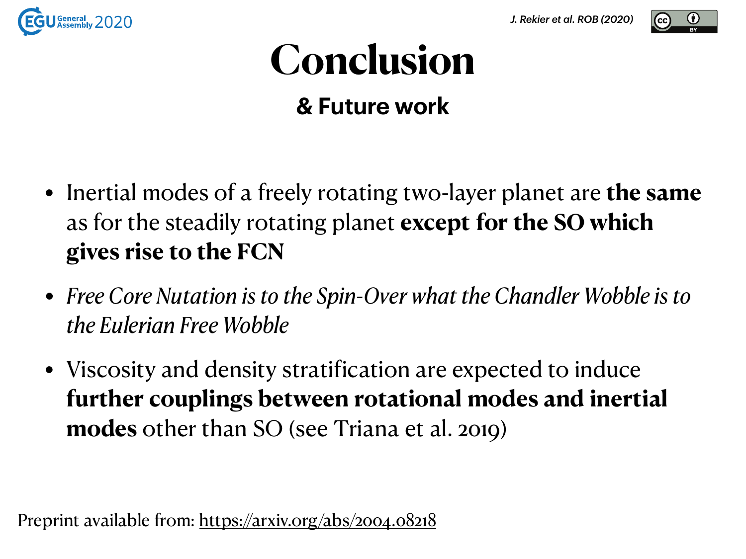# Conclusion

## & Future work

- Inertial modes of a freely rotating two-layer planet are **the same** as for the steadily rotating planet **except for the SO which gives rise to the FCN**
- *Free Core Nutation is to the Spin-Over what the Chandler Wobble is to the Eulerian Free Wobble*
- Viscosity and density stratification are expected to induce **further couplings between rotational modes and inertial modes** other than SO (see Triana et al. 2019)

Preprint available from: https://arxiv.org/abs/2004.08218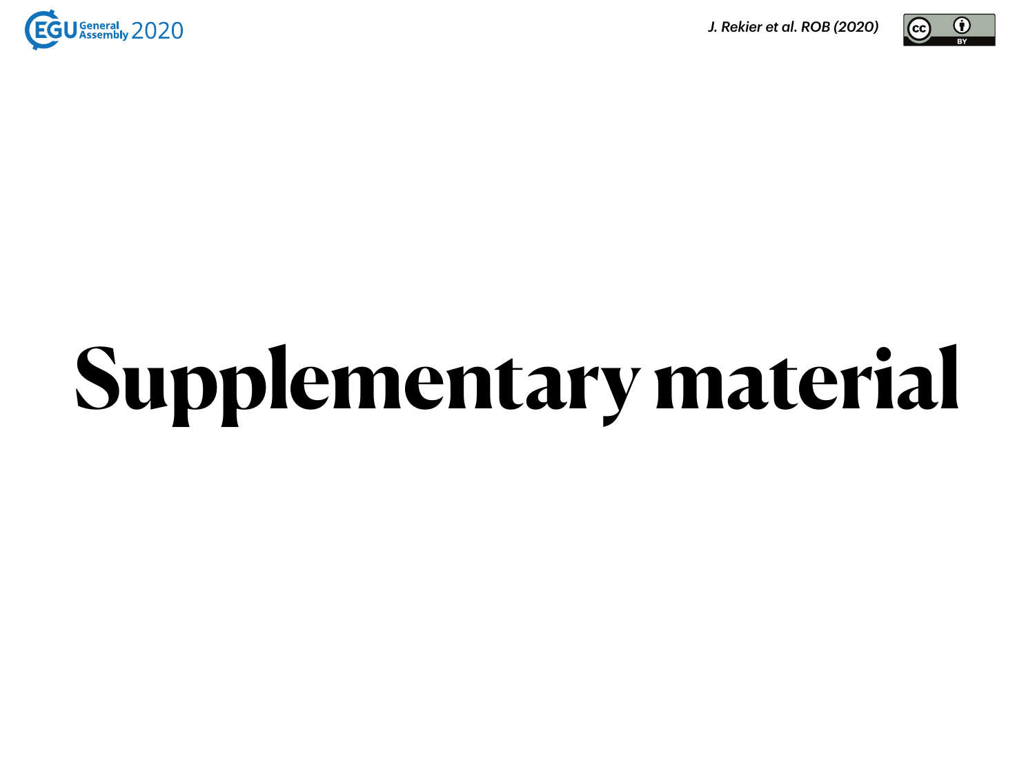# Supplementary material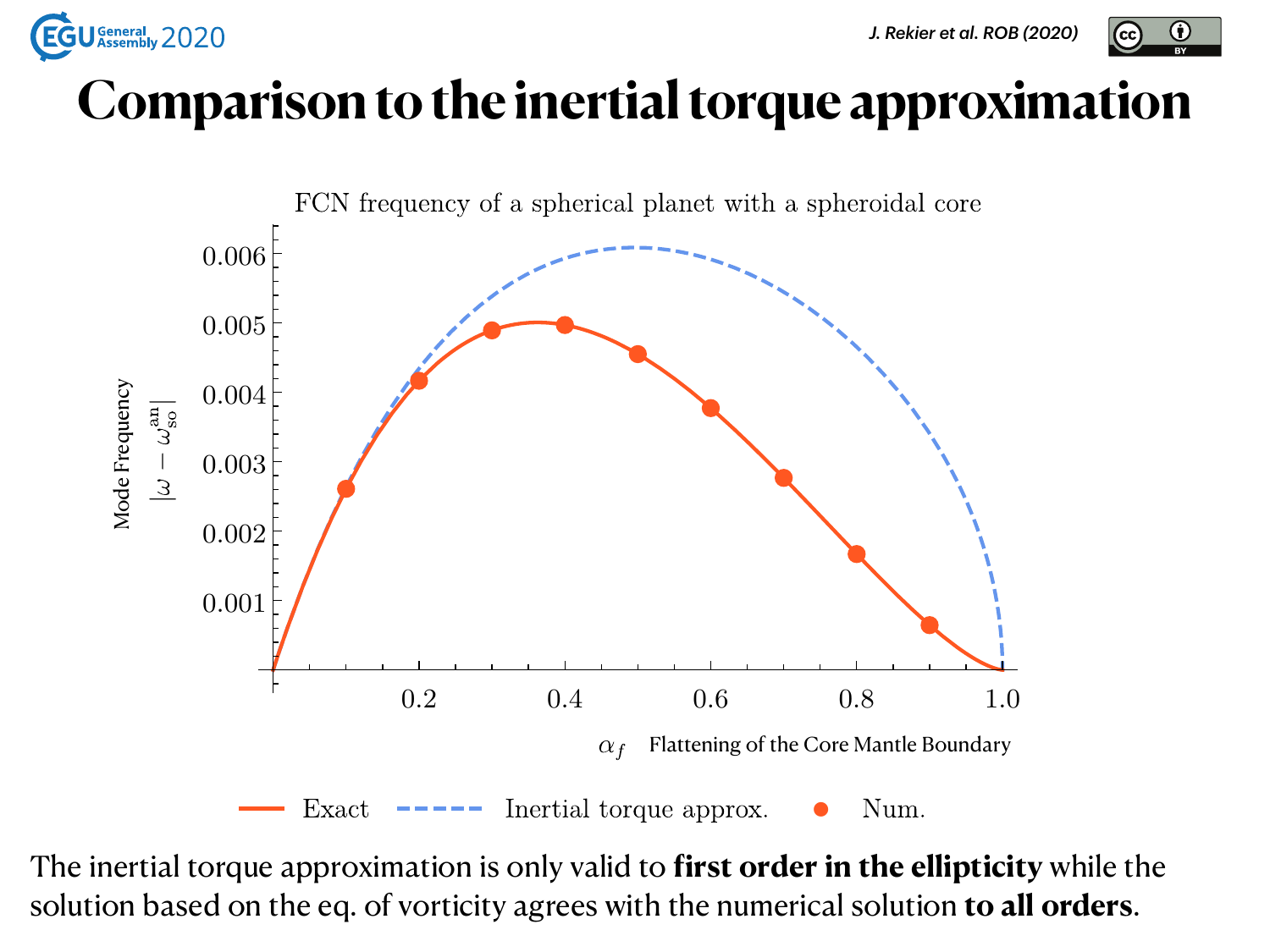# Comparison to the inertial torque approximation

FCN frequency of a spherical planet with a spheroidal core

Mode Frequency $|\omega - \omega_{so}^{an}|$

0.006
0.005
0.004
0.003
0.002
0.001

0.2
0.4
0.6
0.8
1.0

$\alpha_f$ Flattening of the Core Mantle Boundary

Exact
Inertial torque approx.
Num.

The inertial torque approximation is only valid to **first order in the ellipticity** while the solution based on the eq. of vorticity agrees with the numerical solution **to all orders**.